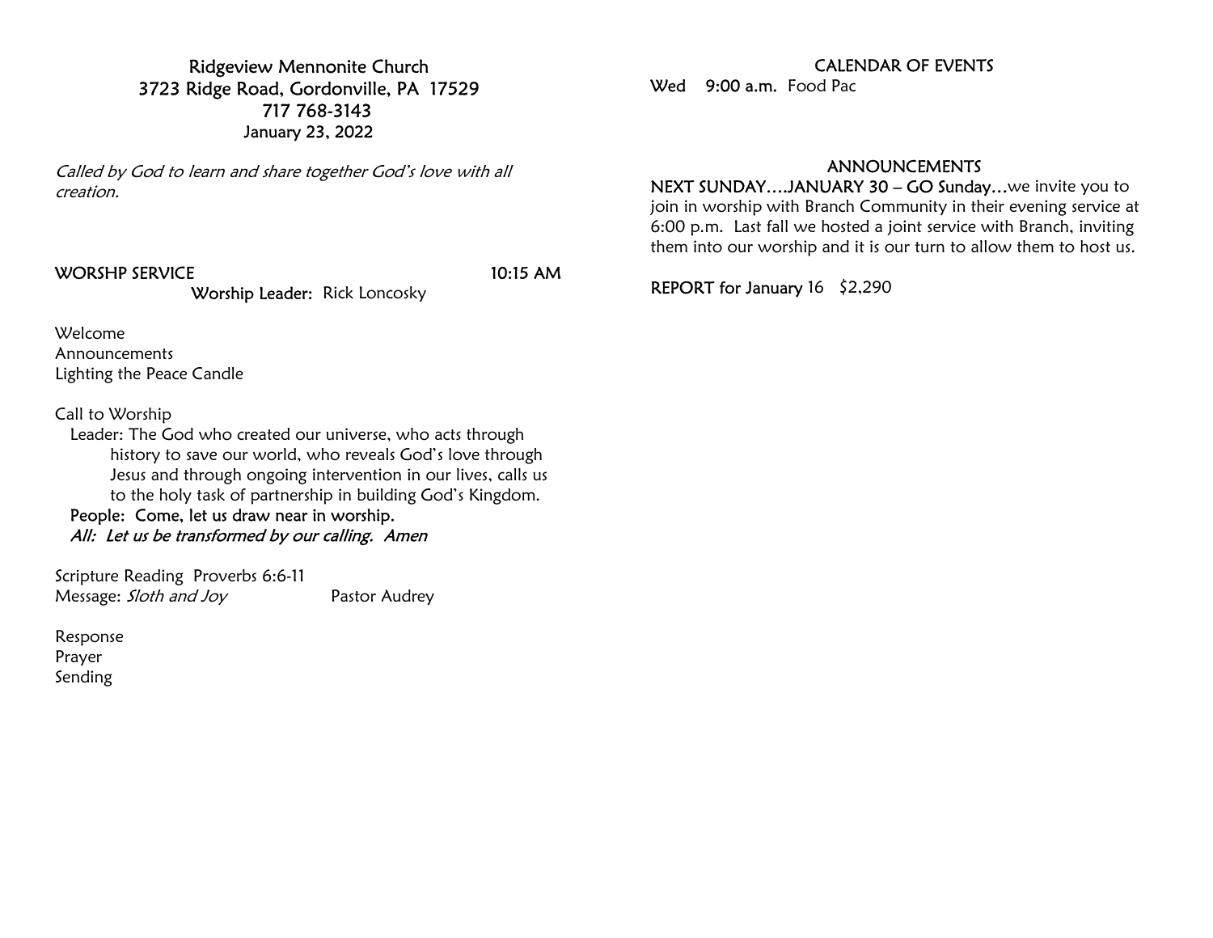# Ridgeview Mennonite Church

3723 Ridge Road, Gordonville, PA 17529
717 768-3143
January 23, 2022

*Called by God to learn and share together God's love with all creation.*

**WORSHP SERVICE** **10:15 AM**

**Worship Leader:** Rick Loncosky

Welcome
Announcements
Lighting the Peace Candle

Call to Worship

Leader: The God who created our universe, who acts through history to save our world, who reveals God's love through Jesus and through ongoing intervention in our lives, calls us to the holy task of partnership in building God's Kingdom.

**People: Come, let us draw near in worship.**

***All: Let us be transformed by our calling. Amen***

Scripture Reading Proverbs 6:6-11
Message: *Sloth and Joy* Pastor Audrey

Response
Prayer
Sending

## CALENDAR OF EVENTS

Wed **9:00 a.m.** Food Pac

## ANNOUNCEMENTS

**NEXT SUNDAY….JANUARY 30 – GO Sunday…**we invite you to join in worship with Branch Community in their evening service at 6:00 p.m. Last fall we hosted a joint service with Branch, inviting them into our worship and it is our turn to allow them to host us.

**REPORT for January** 16 $2,290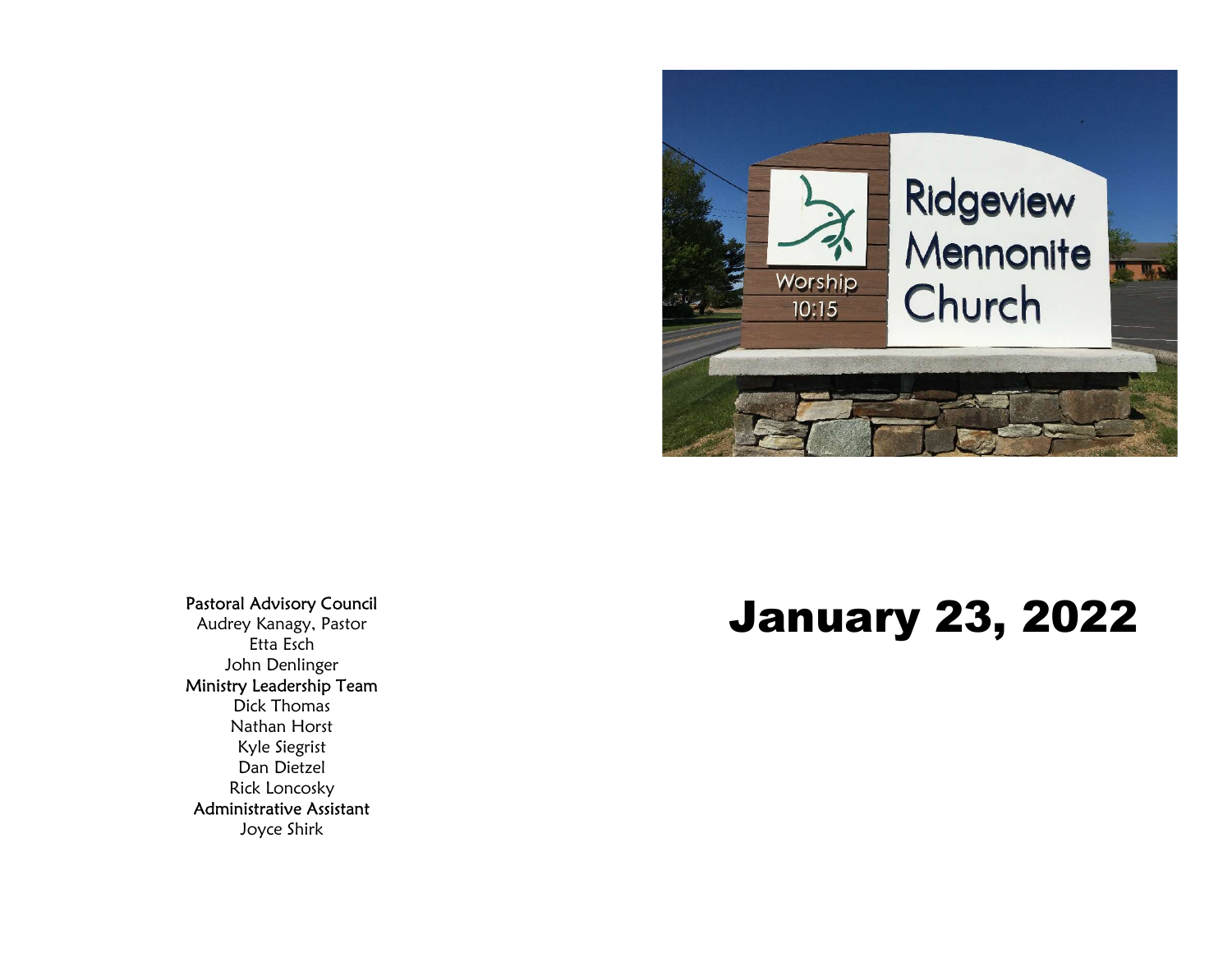**Pastoral Advisory Council**
Audrey Kanagy, Pastor
Etta Esch
John Denlinger

**Ministry Leadership Team**
Dick Thomas
Nathan Horst
Kyle Siegrist
Dan Dietzel
Rick Loncosky

**Administrative Assistant**
Joyce Shirk

# January 23, 2022